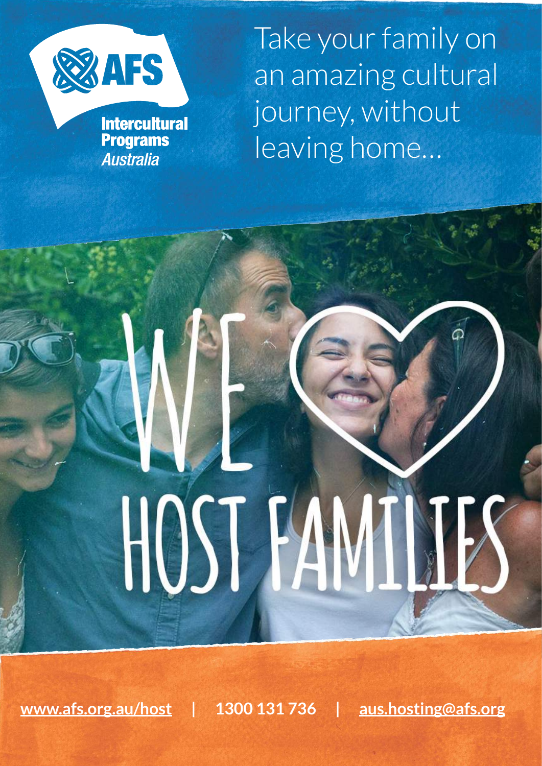AFS Intercultural Programs Australia

# Take your family on an amazing cultural journey, without leaving home...

# WE ♥ HOST FAMILIES

www.afs.org.au/host | 1300 131 736 | aus.hosting@afs.org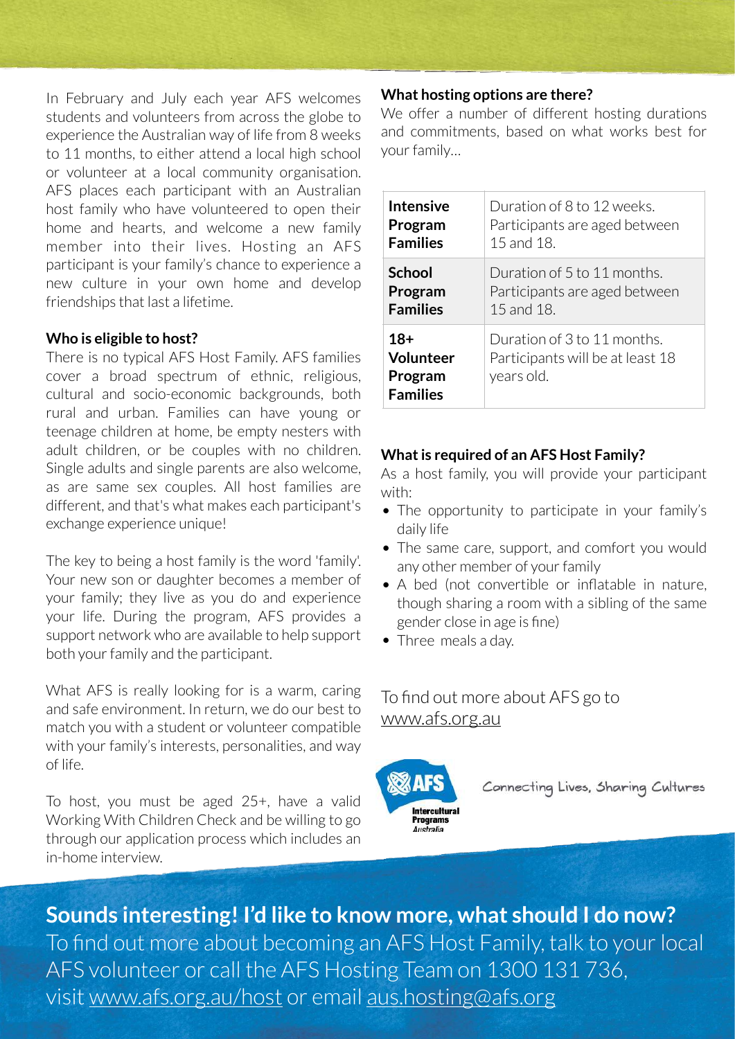In February and July each year AFS welcomes students and volunteers from across the globe to experience the Australian way of life from 8 weeks to 11 months, to either attend a local high school or volunteer at a local community organisation. AFS places each participant with an Australian host family who have volunteered to open their home and hearts, and welcome a new family member into their lives. Hosting an AFS participant is your family's chance to experience a new culture in your own home and develop friendships that last a lifetime.

### Who is eligible to host?

There is no typical AFS Host Family. AFS families cover a broad spectrum of ethnic, religious, cultural and socio-economic backgrounds, both rural and urban. Families can have young or teenage children at home, be empty nesters with adult children, or be couples with no children. Single adults and single parents are also welcome, as are same sex couples. All host families are different, and that's what makes each participant's exchange experience unique!

The key to being a host family is the word 'family'. Your new son or daughter becomes a member of your family; they live as you do and experience your life. During the program, AFS provides a support network who are available to help support both your family and the participant.

What AFS is really looking for is a warm, caring and safe environment. In return, we do our best to match you with a student or volunteer compatible with your family's interests, personalities, and way of life.

To host, you must be aged 25+, have a valid Working With Children Check and be willing to go through our application process which includes an in-home interview.

### What hosting options are there?

We offer a number of different hosting durations and commitments, based on what works best for your family...

| | |
|---|---|
| **Intensive Program Families** | Duration of 8 to 12 weeks. Participants are aged between 15 and 18. |
| **School Program Families** | Duration of 5 to 11 months. Participants are aged between 15 and 18. |
| **18+ Volunteer Program Families** | Duration of 3 to 11 months. Participants will be at least 18 years old. |

### What is required of an AFS Host Family?

As a host family, you will provide your participant with:

- The opportunity to participate in your family's daily life
- The same care, support, and comfort you would any other member of your family
- A bed (not convertible or inflatable in nature, though sharing a room with a sibling of the same gender close in age is fine)
- Three meals a day.

To find out more about AFS go to www.afs.org.au

AFS Intercultural Programs Australia

Connecting Lives, Sharing Cultures

## Sounds interesting! I'd like to know more, what should I do now?

To find out more about becoming an AFS Host Family, talk to your local AFS volunteer or call the AFS Hosting Team on 1300 131 736, visit www.afs.org.au/host or email aus.hosting@afs.org